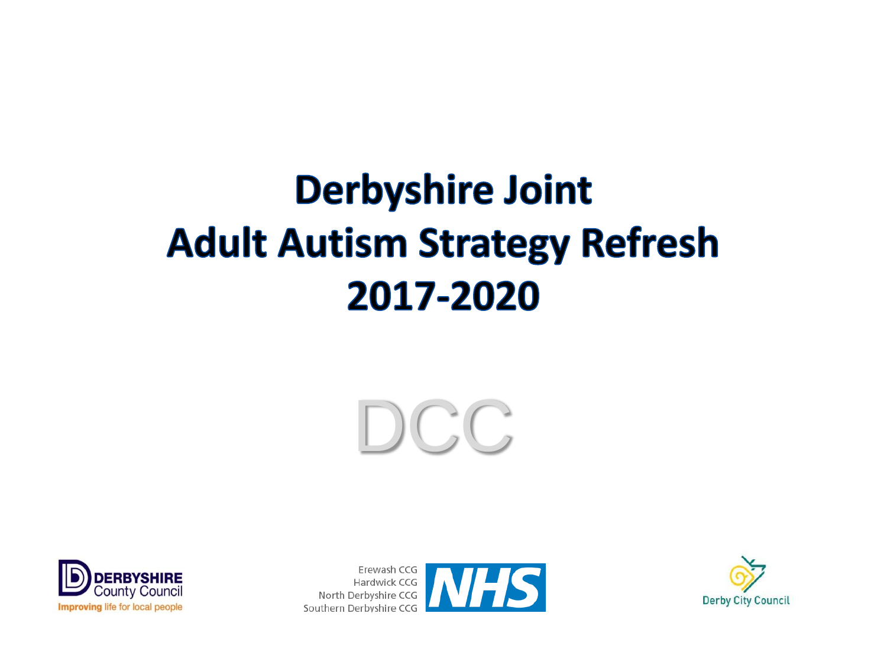# Derbyshire Joint
# Adult Autism Strategy Refresh
# 2017-2020

DCC

DERBYSHIRE County Council
Improving life for local people

Erewash CCG
Hardwick CCG
North Derbyshire CCG
Southern Derbyshire CCG
NHS

Derby City Council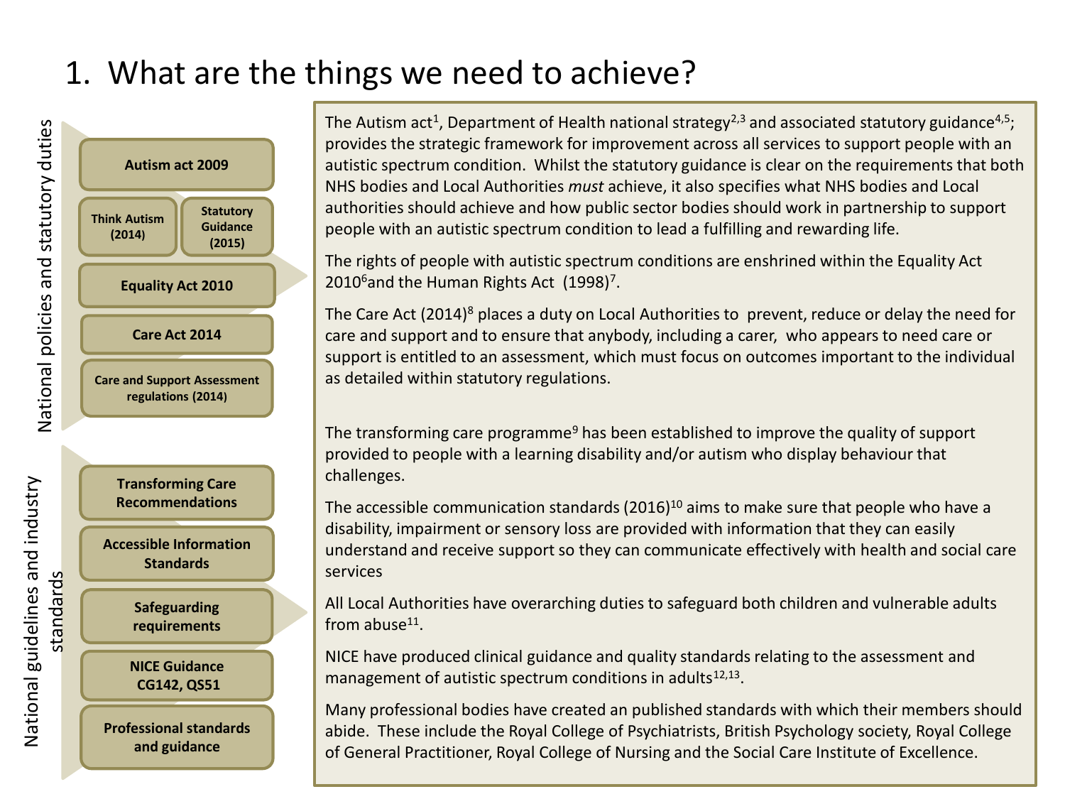# 1. What are the things we need to achieve?

**National policies and statutory duties**

- **Autism act 2009**
- **Think Autism (2014)**
- **Statutory Guidance (2015)**
- **Equality Act 2010**
- **Care Act 2014**
- **Care and Support Assessment regulations (2014)**

**National guidelines and industry standards**

- **Transforming Care Recommendations**
- **Accessible Information Standards**
- **Safeguarding requirements**
- **NICE Guidance CG142, QS51**
- **Professional standards and guidance**

The Autism act[1], Department of Health national strategy[2,3] and associated statutory guidance[4,5]; provides the strategic framework for improvement across all services to support people with an autistic spectrum condition. Whilst the statutory guidance is clear on the requirements that both NHS bodies and Local Authorities *must* achieve, it also specifies what NHS bodies and Local authorities should achieve and how public sector bodies should work in partnership to support people with an autistic spectrum condition to lead a fulfilling and rewarding life.

The rights of people with autistic spectrum conditions are enshrined within the Equality Act 2010[6]and the Human Rights Act (1998)[7].

The Care Act (2014)[8] places a duty on Local Authorities to prevent, reduce or delay the need for care and support and to ensure that anybody, including a carer, who appears to need care or support is entitled to an assessment, which must focus on outcomes important to the individual as detailed within statutory regulations.

The transforming care programme[9] has been established to improve the quality of support provided to people with a learning disability and/or autism who display behaviour that challenges.

The accessible communication standards (2016)[10] aims to make sure that people who have a disability, impairment or sensory loss are provided with information that they can easily understand and receive support so they can communicate effectively with health and social care services

All Local Authorities have overarching duties to safeguard both children and vulnerable adults from abuse[11].

NICE have produced clinical guidance and quality standards relating to the assessment and management of autistic spectrum conditions in adults[12,13].

Many professional bodies have created an published standards with which their members should abide. These include the Royal College of Psychiatrists, British Psychology society, Royal College of General Practitioner, Royal College of Nursing and the Social Care Institute of Excellence.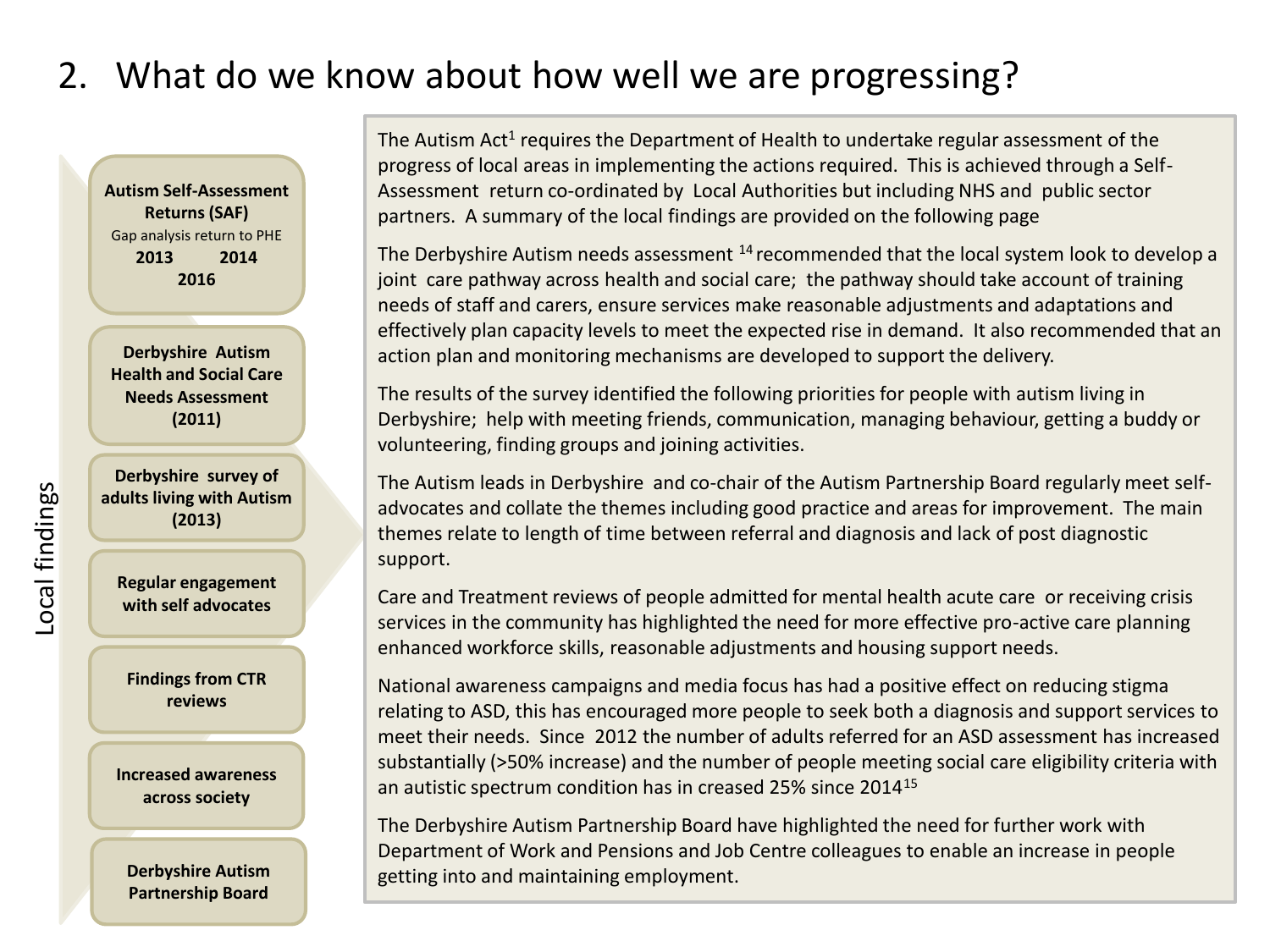# 2. What do we know about how well we are progressing?

**Local findings**

- **Autism Self-Assessment Returns (SAF)** Gap analysis return to PHE **2013 2014 2016**
- **Derbyshire Autism Health and Social Care Needs Assessment (2011)**
- **Derbyshire survey of adults living with Autism (2013)**
- **Regular engagement with self advocates**
- **Findings from CTR reviews**
- **Increased awareness across society**
- **Derbyshire Autism Partnership Board**

The Autism Act[1] requires the Department of Health to undertake regular assessment of the progress of local areas in implementing the actions required. This is achieved through a Self-Assessment return co-ordinated by Local Authorities but including NHS and public sector partners. A summary of the local findings are provided on the following page

The Derbyshire Autism needs assessment [14] recommended that the local system look to develop a joint care pathway across health and social care; the pathway should take account of training needs of staff and carers, ensure services make reasonable adjustments and adaptations and effectively plan capacity levels to meet the expected rise in demand. It also recommended that an action plan and monitoring mechanisms are developed to support the delivery.

The results of the survey identified the following priorities for people with autism living in Derbyshire; help with meeting friends, communication, managing behaviour, getting a buddy or volunteering, finding groups and joining activities.

The Autism leads in Derbyshire and co-chair of the Autism Partnership Board regularly meet self-advocates and collate the themes including good practice and areas for improvement. The main themes relate to length of time between referral and diagnosis and lack of post diagnostic support.

Care and Treatment reviews of people admitted for mental health acute care or receiving crisis services in the community has highlighted the need for more effective pro-active care planning enhanced workforce skills, reasonable adjustments and housing support needs.

National awareness campaigns and media focus has had a positive effect on reducing stigma relating to ASD, this has encouraged more people to seek both a diagnosis and support services to meet their needs. Since 2012 the number of adults referred for an ASD assessment has increased substantially (>50% increase) and the number of people meeting social care eligibility criteria with an autistic spectrum condition has in creased 25% since 2014[15]

The Derbyshire Autism Partnership Board have highlighted the need for further work with Department of Work and Pensions and Job Centre colleagues to enable an increase in people getting into and maintaining employment.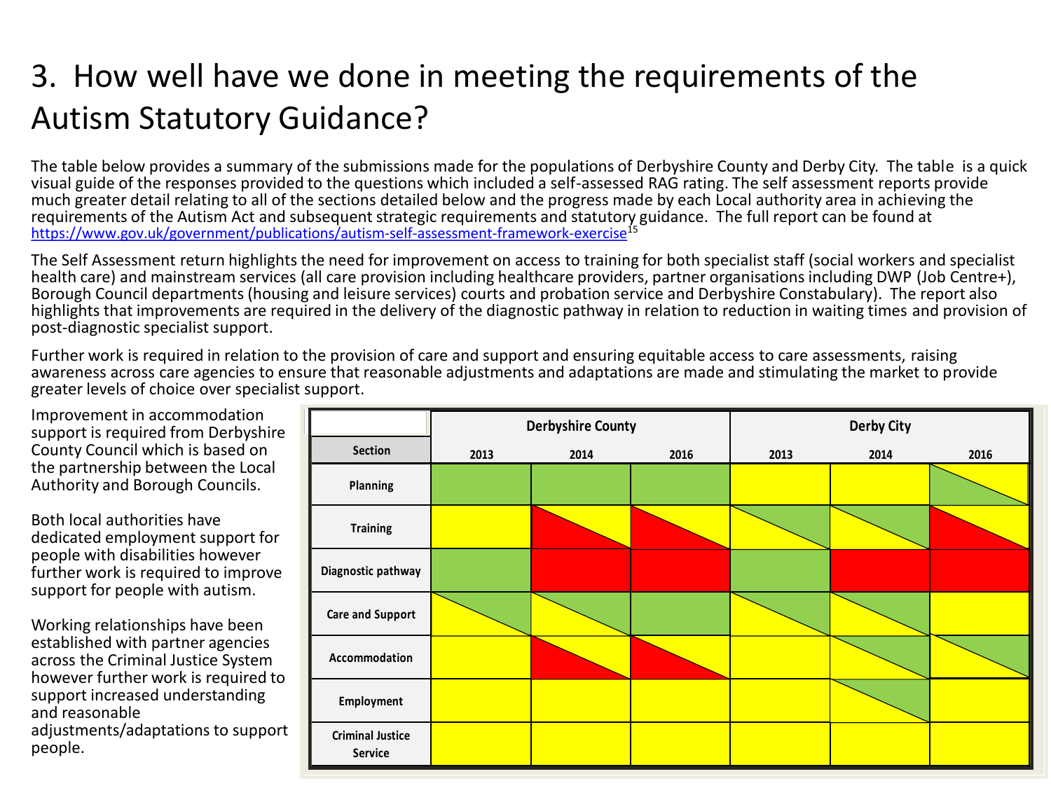# 3. How well have we done in meeting the requirements of the Autism Statutory Guidance?

The table below provides a summary of the submissions made for the populations of Derbyshire County and Derby City. The table is a quick visual guide of the responses provided to the questions which included a self-assessed RAG rating. The self assessment reports provide much greater detail relating to all of the sections detailed below and the progress made by each Local authority area in achieving the requirements of the Autism Act and subsequent strategic requirements and statutory guidance. The full report can be found at https://www.gov.uk/government/publications/autism-self-assessment-framework-exercise[15]

The Self Assessment return highlights the need for improvement on access to training for both specialist staff (social workers and specialist health care) and mainstream services (all care provision including healthcare providers, partner organisations including DWP (Job Centre+), Borough Council departments (housing and leisure services) courts and probation service and Derbyshire Constabulary). The report also highlights that improvements are required in the delivery of the diagnostic pathway in relation to reduction in waiting times and provision of post-diagnostic specialist support.

Further work is required in relation to the provision of care and support and ensuring equitable access to care assessments, raising awareness across care agencies to ensure that reasonable adjustments and adaptations are made and stimulating the market to provide greater levels of choice over specialist support.

Improvement in accommodation support is required from Derbyshire County Council which is based on the partnership between the Local Authority and Borough Councils.

Both local authorities have dedicated employment support for people with disabilities however further work is required to improve support for people with autism.

Working relationships have been established with partner agencies across the Criminal Justice System however further work is required to support increased understanding and reasonable adjustments/adaptations to support people.

| | Derbyshire County | | | Derby City | | |
|---|---|---|---|---|---|---|
| **Section** | **2013** | **2014** | **2016** | **2013** | **2014** | **2016** |
| **Planning** | Green | Green | Green | Yellow | Yellow | Green/Yellow |
| **Training** | Yellow | Red/Yellow | Red/Yellow | Yellow/Green | Yellow/Green | Red/Yellow |
| **Diagnostic pathway** | Green | Red | Red | Green | Red | Red |
| **Care and Support** | Yellow/Green | Yellow/Green | Green | Yellow/Green | Yellow/Green | Yellow |
| **Accommodation** | Yellow | Red/Yellow | Red/Yellow | Yellow | Yellow/Green | Yellow/Green |
| **Employment** | Yellow | Yellow | Yellow | Yellow | Yellow/Green | Yellow |
| **Criminal Justice Service** | Yellow | Yellow | Yellow | Yellow | Yellow | Yellow |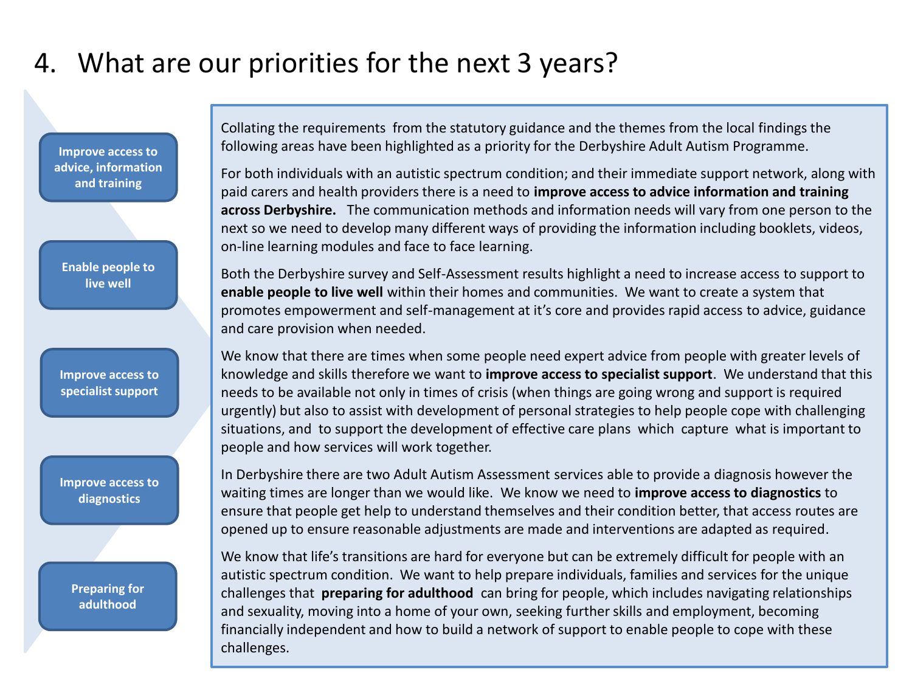# 4. What are our priorities for the next 3 years?

- **Improve access to advice, information and training**
- **Enable people to live well**
- **Improve access to specialist support**
- **Improve access to diagnostics**
- **Preparing for adulthood**

Collating the requirements from the statutory guidance and the themes from the local findings the following areas have been highlighted as a priority for the Derbyshire Adult Autism Programme.

For both individuals with an autistic spectrum condition; and their immediate support network, along with paid carers and health providers there is a need to **improve access to advice information and training across Derbyshire.** The communication methods and information needs will vary from one person to the next so we need to develop many different ways of providing the information including booklets, videos, on-line learning modules and face to face learning.

Both the Derbyshire survey and Self-Assessment results highlight a need to increase access to support to **enable people to live well** within their homes and communities. We want to create a system that promotes empowerment and self-management at it's core and provides rapid access to advice, guidance and care provision when needed.

We know that there are times when some people need expert advice from people with greater levels of knowledge and skills therefore we want to **improve access to specialist support**. We understand that this needs to be available not only in times of crisis (when things are going wrong and support is required urgently) but also to assist with development of personal strategies to help people cope with challenging situations, and to support the development of effective care plans which capture what is important to people and how services will work together.

In Derbyshire there are two Adult Autism Assessment services able to provide a diagnosis however the waiting times are longer than we would like. We know we need to **improve access to diagnostics** to ensure that people get help to understand themselves and their condition better, that access routes are opened up to ensure reasonable adjustments are made and interventions are adapted as required.

We know that life's transitions are hard for everyone but can be extremely difficult for people with an autistic spectrum condition. We want to help prepare individuals, families and services for the unique challenges that **preparing for adulthood** can bring for people, which includes navigating relationships and sexuality, moving into a home of your own, seeking further skills and employment, becoming financially independent and how to build a network of support to enable people to cope with these challenges.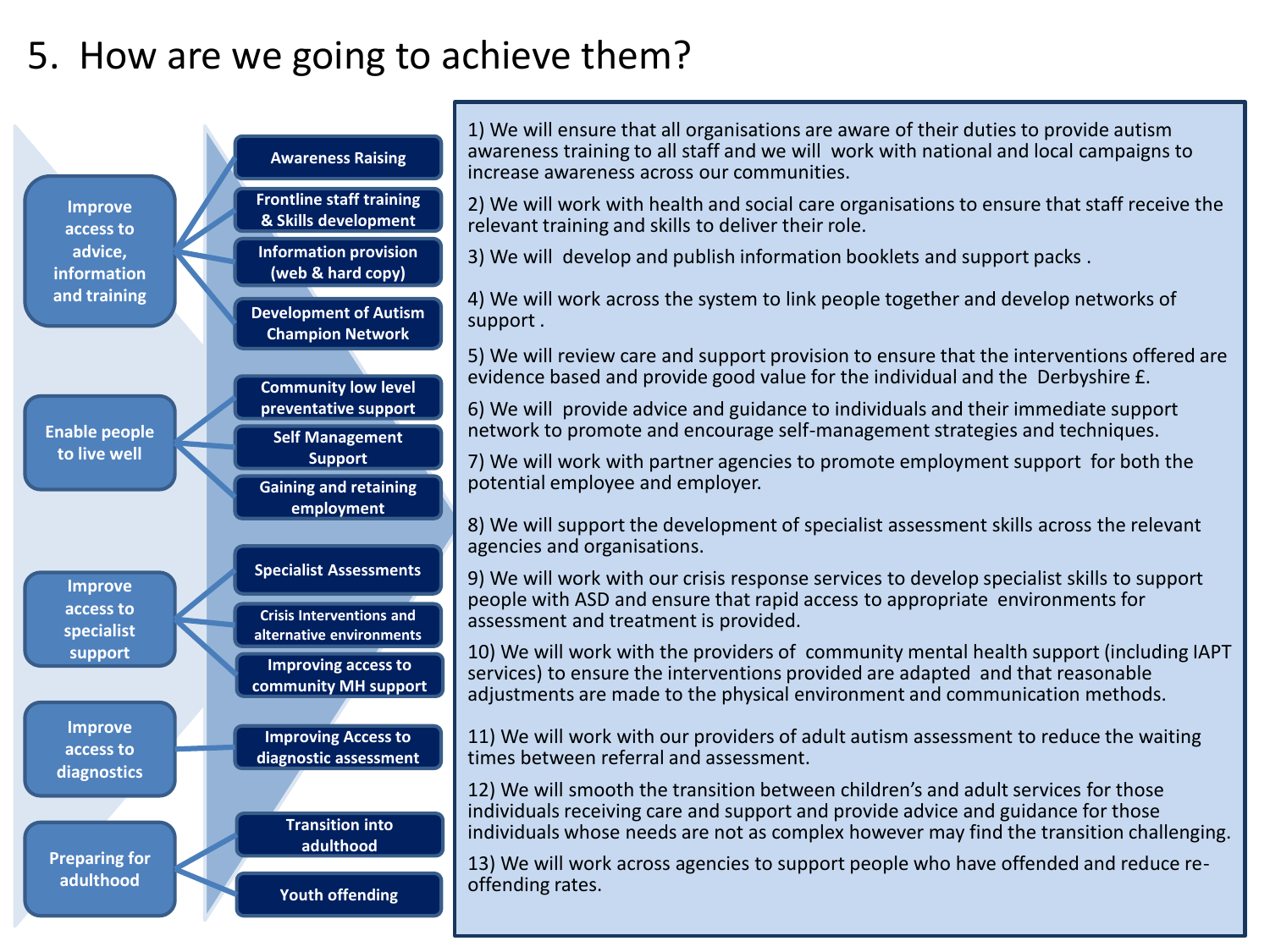# 5. How are we going to achieve them?

- **Improve access to advice, information and training**
  - Awareness Raising
  - Frontline staff training & Skills development
  - Information provision (web & hard copy)
  - Development of Autism Champion Network
- **Enable people to live well**
  - Community low level preventative support
  - Self Management Support
  - Gaining and retaining employment
- **Improve access to specialist support**
  - Specialist Assessments
  - Crisis Interventions and alternative environments
  - Improving access to community MH support
- **Improve access to diagnostics**
  - Improving Access to diagnostic assessment
- **Preparing for adulthood**
  - Transition into adulthood
  - Youth offending

1) We will ensure that all organisations are aware of their duties to provide autism awareness training to all staff and we will work with national and local campaigns to increase awareness across our communities.

2) We will work with health and social care organisations to ensure that staff receive the relevant training and skills to deliver their role.

3) We will develop and publish information booklets and support packs .

4) We will work across the system to link people together and develop networks of support .

5) We will review care and support provision to ensure that the interventions offered are evidence based and provide good value for the individual and the Derbyshire £.

6) We will provide advice and guidance to individuals and their immediate support network to promote and encourage self-management strategies and techniques.

7) We will work with partner agencies to promote employment support for both the potential employee and employer.

8) We will support the development of specialist assessment skills across the relevant agencies and organisations.

9) We will work with our crisis response services to develop specialist skills to support people with ASD and ensure that rapid access to appropriate environments for assessment and treatment is provided.

10) We will work with the providers of community mental health support (including IAPT services) to ensure the interventions provided are adapted and that reasonable adjustments are made to the physical environment and communication methods.

11) We will work with our providers of adult autism assessment to reduce the waiting times between referral and assessment.

12) We will smooth the transition between children's and adult services for those individuals receiving care and support and provide advice and guidance for those individuals whose needs are not as complex however may find the transition challenging.

13) We will work across agencies to support people who have offended and reduce re-offending rates.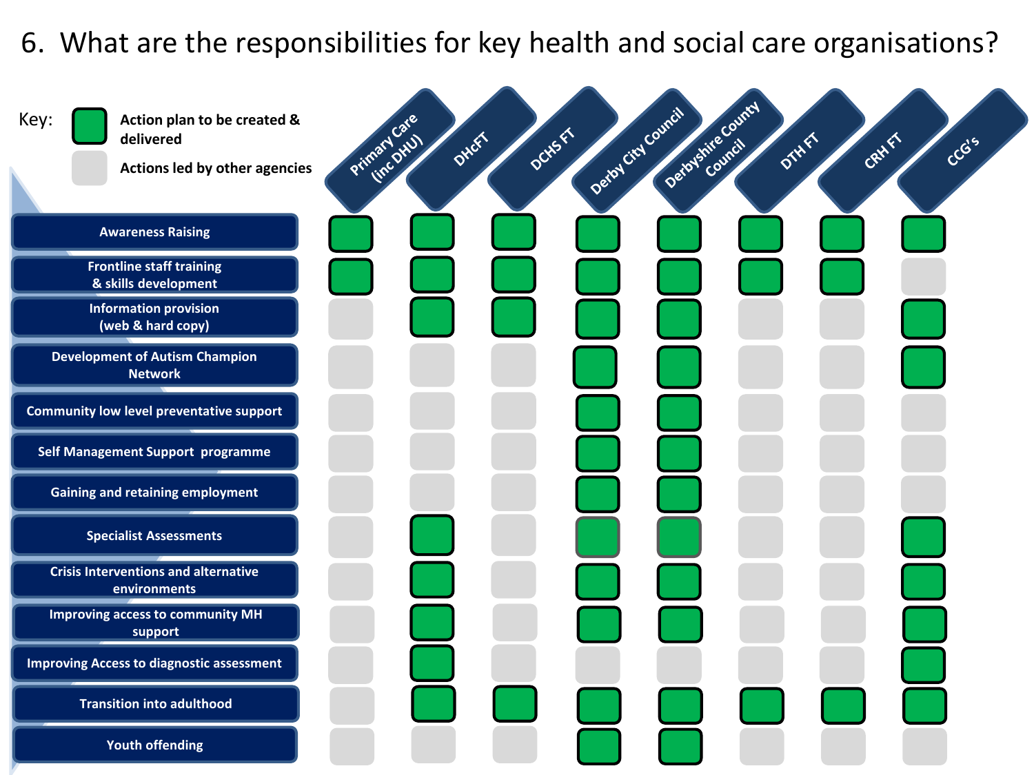# 6. What are the responsibilities for key health and social care organisations?

Key:
- ■ (green) Action plan to be created & delivered
- □ (grey) Actions led by other agencies

| | Primary Care (inc DHU) | DHcFT | DCHS FT | Derby City Council | Derbyshire County Council | DTH FT | CRH FT | CCG's |
|---|---|---|---|---|---|---|---|---|
| Awareness Raising | ■ | ■ | ■ | ■ | ■ | ■ | ■ | ■ |
| Frontline staff training & skills development | ■ | ■ | ■ | ■ | ■ | ■ | ■ | □ |
| Information provision (web & hard copy) | □ | ■ | ■ | ■ | ■ | □ | □ | ■ |
| Development of Autism Champion Network | □ | □ | □ | ■ | ■ | □ | □ | ■ |
| Community low level preventative support | □ | □ | □ | ■ | ■ | □ | □ | □ |
| Self Management Support programme | □ | □ | □ | ■ | ■ | □ | □ | □ |
| Gaining and retaining employment | □ | □ | □ | ■ | ■ | □ | □ | □ |
| Specialist Assessments | □ | ■ | □ | ■ | ■ | □ | □ | ■ |
| Crisis Interventions and alternative environments | □ | ■ | □ | ■ | ■ | □ | □ | ■ |
| Improving access to community MH support | □ | ■ | □ | ■ | ■ | □ | □ | ■ |
| Improving Access to diagnostic assessment | □ | ■ | □ | □ | □ | □ | □ | ■ |
| Transition into adulthood | □ | ■ | ■ | ■ | ■ | ■ | ■ | ■ |
| Youth offending | □ | □ | □ | ■ | ■ | □ | □ | □ |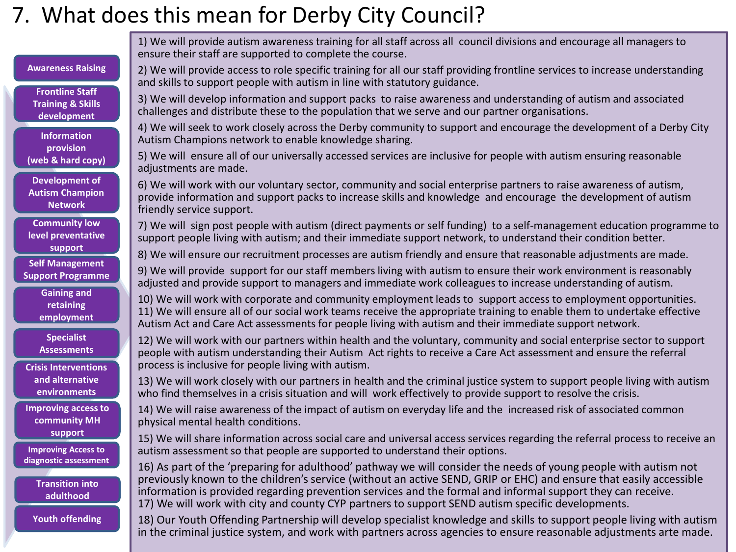# 7. What does this mean for Derby City Council?

| Theme | Commitments |
| --- | --- |
| Awareness Raising | 1) We will provide autism awareness training for all staff across all council divisions and encourage all managers to ensure their staff are supported to complete the course. |
| Frontline Staff Training & Skills development | 2) We will provide access to role specific training for all our staff providing frontline services to increase understanding and skills to support people with autism in line with statutory guidance. |
| Information provision (web & hard copy) | 3) We will develop information and support packs to raise awareness and understanding of autism and associated challenges and distribute these to the population that we serve and our partner organisations. |
| Development of Autism Champion Network | 4) We will seek to work closely across the Derby community to support and encourage the development of a Derby City Autism Champions network to enable knowledge sharing. |
| Community low level preventative support | 5) We will ensure all of our universally accessed services are inclusive for people with autism ensuring reasonable adjustments are made.<br>6) We will work with our voluntary sector, community and social enterprise partners to raise awareness of autism, provide information and support packs to increase skills and knowledge and encourage the development of autism friendly service support. |
| Self Management Support Programme | 7) We will sign post people with autism (direct payments or self funding) to a self-management education programme to support people living with autism; and their immediate support network, to understand their condition better. |
| Gaining and retaining employment | 8) We will ensure our recruitment processes are autism friendly and ensure that reasonable adjustments are made.<br>9) We will provide support for our staff members living with autism to ensure their work environment is reasonably adjusted and provide support to managers and immediate work colleagues to increase understanding of autism.<br>10) We will work with corporate and community employment leads to support access to employment opportunities. |
| Specialist Assessments | 11) We will ensure all of our social work teams receive the appropriate training to enable them to undertake effective Autism Act and Care Act assessments for people living with autism and their immediate support network.<br>12) We will work with our partners within health and the voluntary, community and social enterprise sector to support people with autism understanding their Autism Act rights to receive a Care Act assessment and ensure the referral process is inclusive for people living with autism. |
| Crisis Interventions and alternative environments | 13) We will work closely with our partners in health and the criminal justice system to support people living with autism who find themselves in a crisis situation and will work effectively to provide support to resolve the crisis. |
| Improving access to community MH support | 14) We will raise awareness of the impact of autism on everyday life and the increased risk of associated common physical mental health conditions. |
| Improving Access to diagnostic assessment | 15) We will share information across social care and universal access services regarding the referral process to receive an autism assessment so that people are supported to understand their options. |
| Transition into adulthood | 16) As part of the 'preparing for adulthood' pathway we will consider the needs of young people with autism not previously known to the children's service (without an active SEND, GRIP or EHC) and ensure that easily accessible information is provided regarding prevention services and the formal and informal support they can receive.<br>17) We will work with city and county CYP partners to support SEND autism specific developments. |
| Youth offending | 18) Our Youth Offending Partnership will develop specialist knowledge and skills to support people living with autism in the criminal justice system, and work with partners across agencies to ensure reasonable adjustments arte made. |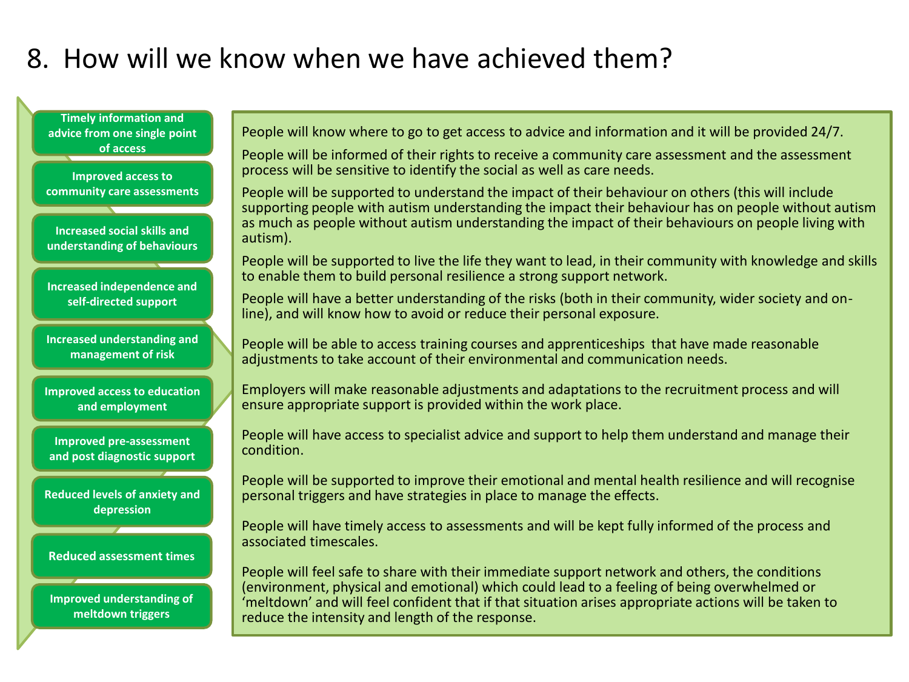# 8. How will we know when we have achieved them?

- **Timely information and advice from one single point of access**
- **Improved access to community care assessments**
- **Increased social skills and understanding of behaviours**
- **Increased independence and self-directed support**
- **Increased understanding and management of risk**
- **Improved access to education and employment**
- **Improved pre-assessment and post diagnostic support**
- **Reduced levels of anxiety and depression**
- **Reduced assessment times**
- **Improved understanding of meltdown triggers**

People will know where to go to get access to advice and information and it will be provided 24/7.

People will be informed of their rights to receive a community care assessment and the assessment process will be sensitive to identify the social as well as care needs.

People will be supported to understand the impact of their behaviour on others (this will include supporting people with autism understanding the impact their behaviour has on people without autism as much as people without autism understanding the impact of their behaviours on people living with autism).

People will be supported to live the life they want to lead, in their community with knowledge and skills to enable them to build personal resilience a strong support network.

People will have a better understanding of the risks (both in their community, wider society and on-line), and will know how to avoid or reduce their personal exposure.

People will be able to access training courses and apprenticeships that have made reasonable adjustments to take account of their environmental and communication needs.

Employers will make reasonable adjustments and adaptations to the recruitment process and will ensure appropriate support is provided within the work place.

People will have access to specialist advice and support to help them understand and manage their condition.

People will be supported to improve their emotional and mental health resilience and will recognise personal triggers and have strategies in place to manage the effects.

People will have timely access to assessments and will be kept fully informed of the process and associated timescales.

People will feel safe to share with their immediate support network and others, the conditions (environment, physical and emotional) which could lead to a feeling of being overwhelmed or 'meltdown' and will feel confident that if that situation arises appropriate actions will be taken to reduce the intensity and length of the response.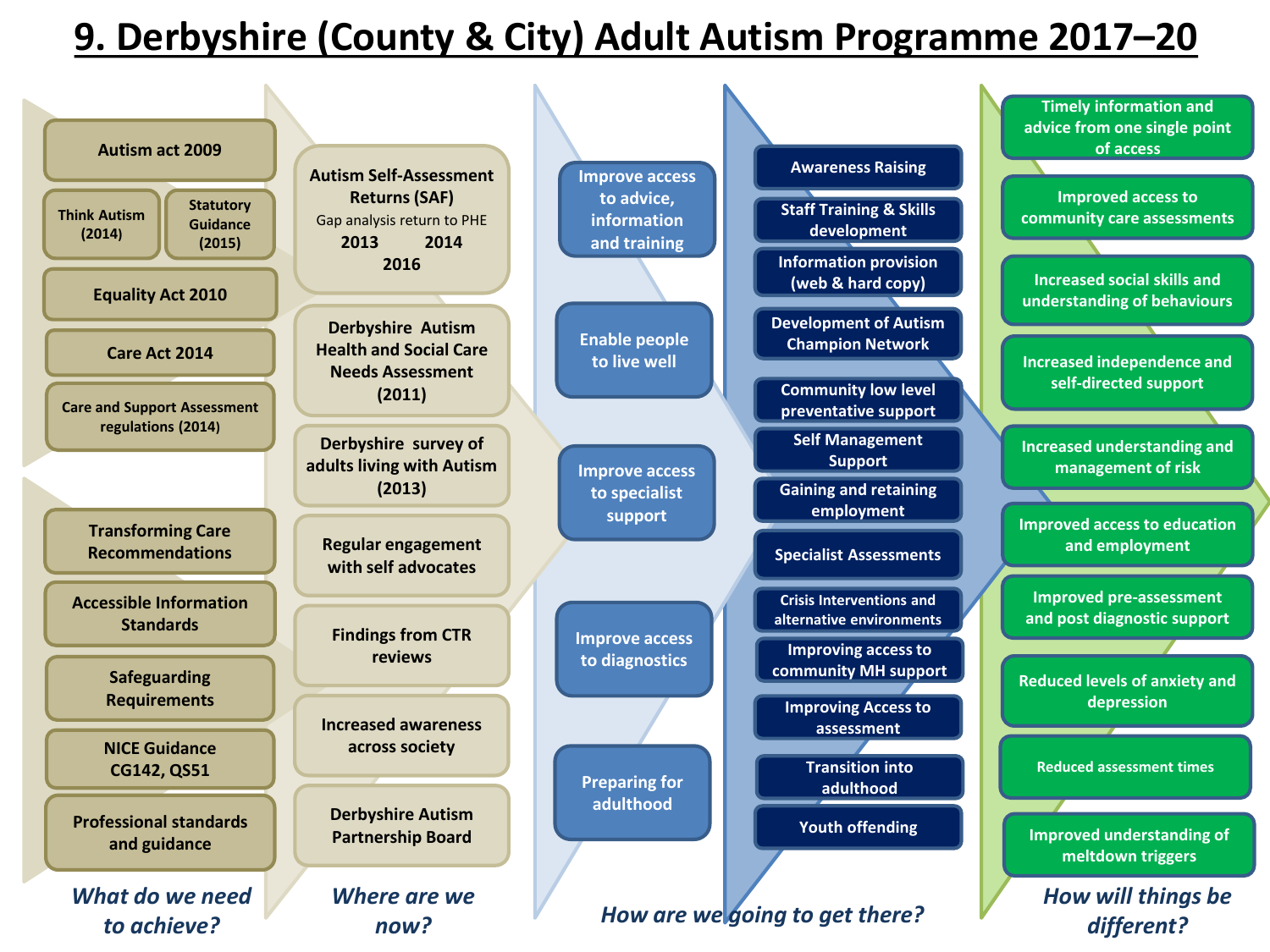# 9. Derbyshire (County & City) Adult Autism Programme 2017–20

## *What do we need to achieve?*

- Autism act 2009
- Think Autism (2014)
- Statutory Guidance (2015)
- Equality Act 2010
- Care Act 2014
- Care and Support Assessment regulations (2014)
- Transforming Care Recommendations
- Accessible Information Standards
- Safeguarding Requirements
- NICE Guidance CG142, QS51
- Professional standards and guidance

## *Where are we now?*

- Autism Self-Assessment Returns (SAF)
  Gap analysis return to PHE
  2013 2014 2016
- Derbyshire Autism Health and Social Care Needs Assessment (2011)
- Derbyshire survey of adults living with Autism (2013)
- Regular engagement with self advocates
- Findings from CTR reviews
- Increased awareness across society
- Derbyshire Autism Partnership Board

## *How are we going to get there?*

- Improve access to advice, information and training
- Enable people to live well
- Improve access to specialist support
- Improve access to diagnostics
- Preparing for adulthood

- Awareness Raising
- Staff Training & Skills development
- Information provision (web & hard copy)
- Development of Autism Champion Network
- Community low level preventative support
- Self Management Support
- Gaining and retaining employment
- Specialist Assessments
- Crisis Interventions and alternative environments
- Improving access to community MH support
- Improving Access to assessment
- Transition into adulthood
- Youth offending

## *How will things be different?*

- Timely information and advice from one single point of access
- Improved access to community care assessments
- Increased social skills and understanding of behaviours
- Increased independence and self-directed support
- Increased understanding and management of risk
- Improved access to education and employment
- Improved pre-assessment and post diagnostic support
- Reduced levels of anxiety and depression
- Reduced assessment times
- Improved understanding of meltdown triggers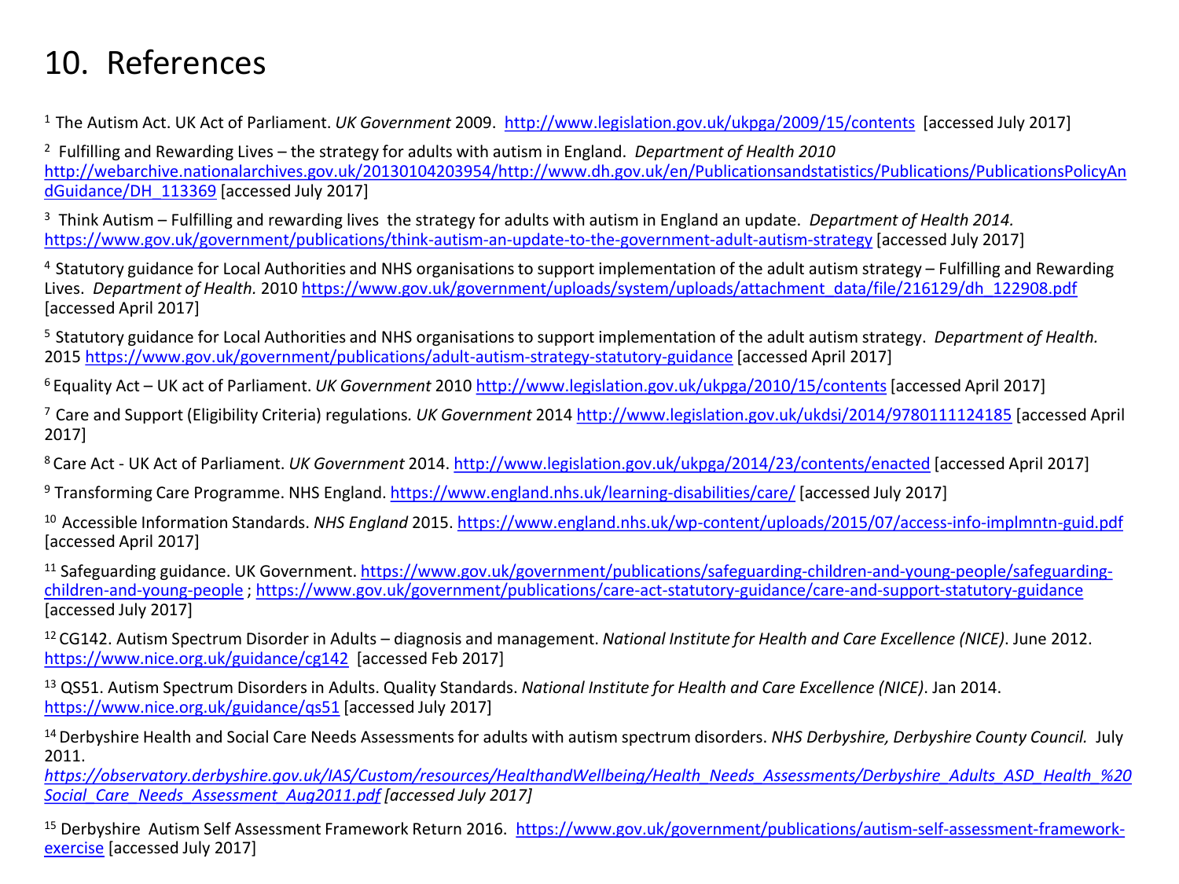# 10. References

[1] The Autism Act. UK Act of Parliament. *UK Government* 2009. http://www.legislation.gov.uk/ukpga/2009/15/contents [accessed July 2017]

[2] Fulfilling and Rewarding Lives – the strategy for adults with autism in England. *Department of Health 2010* http://webarchive.nationalarchives.gov.uk/20130104203954/http://www.dh.gov.uk/en/Publicationsandstatistics/Publications/PublicationsPolicyAndGuidance/DH_113369 [accessed July 2017]

[3] Think Autism – Fulfilling and rewarding lives the strategy for adults with autism in England an update. *Department of Health 2014.* https://www.gov.uk/government/publications/think-autism-an-update-to-the-government-adult-autism-strategy [accessed July 2017]

[4] Statutory guidance for Local Authorities and NHS organisations to support implementation of the adult autism strategy – Fulfilling and Rewarding Lives. *Department of Health.* 2010 https://www.gov.uk/government/uploads/system/uploads/attachment_data/file/216129/dh_122908.pdf [accessed April 2017]

[5] Statutory guidance for Local Authorities and NHS organisations to support implementation of the adult autism strategy. *Department of Health.* 2015 https://www.gov.uk/government/publications/adult-autism-strategy-statutory-guidance [accessed April 2017]

[6] Equality Act – UK act of Parliament. *UK Government* 2010 http://www.legislation.gov.uk/ukpga/2010/15/contents [accessed April 2017]

[7] Care and Support (Eligibility Criteria) regulations. *UK Government* 2014 http://www.legislation.gov.uk/ukdsi/2014/9780111124185 [accessed April 2017]

[8] Care Act - UK Act of Parliament. *UK Government* 2014. http://www.legislation.gov.uk/ukpga/2014/23/contents/enacted [accessed April 2017]

[9] Transforming Care Programme. NHS England. https://www.england.nhs.uk/learning-disabilities/care/ [accessed July 2017]

[10] Accessible Information Standards. *NHS England* 2015. https://www.england.nhs.uk/wp-content/uploads/2015/07/access-info-implmntn-guid.pdf [accessed April 2017]

[11] Safeguarding guidance. UK Government. https://www.gov.uk/government/publications/safeguarding-children-and-young-people/safeguarding-children-and-young-people ; https://www.gov.uk/government/publications/care-act-statutory-guidance/care-and-support-statutory-guidance [accessed July 2017]

[12] CG142. Autism Spectrum Disorder in Adults – diagnosis and management. *National Institute for Health and Care Excellence (NICE)*. June 2012. https://www.nice.org.uk/guidance/cg142 [accessed Feb 2017]

[13] QS51. Autism Spectrum Disorders in Adults. Quality Standards. *National Institute for Health and Care Excellence (NICE)*. Jan 2014. https://www.nice.org.uk/guidance/qs51 [accessed July 2017]

[14] Derbyshire Health and Social Care Needs Assessments for adults with autism spectrum disorders. *NHS Derbyshire, Derbyshire County Council.* July 2011. *https://observatory.derbyshire.gov.uk/IAS/Custom/resources/HealthandWellbeing/Health_Needs_Assessments/Derbyshire_Adults_ASD_Health_%20Social_Care_Needs_Assessment_Aug2011.pdf [accessed July 2017]*

[15] Derbyshire Autism Self Assessment Framework Return 2016. https://www.gov.uk/government/publications/autism-self-assessment-framework-exercise [accessed July 2017]